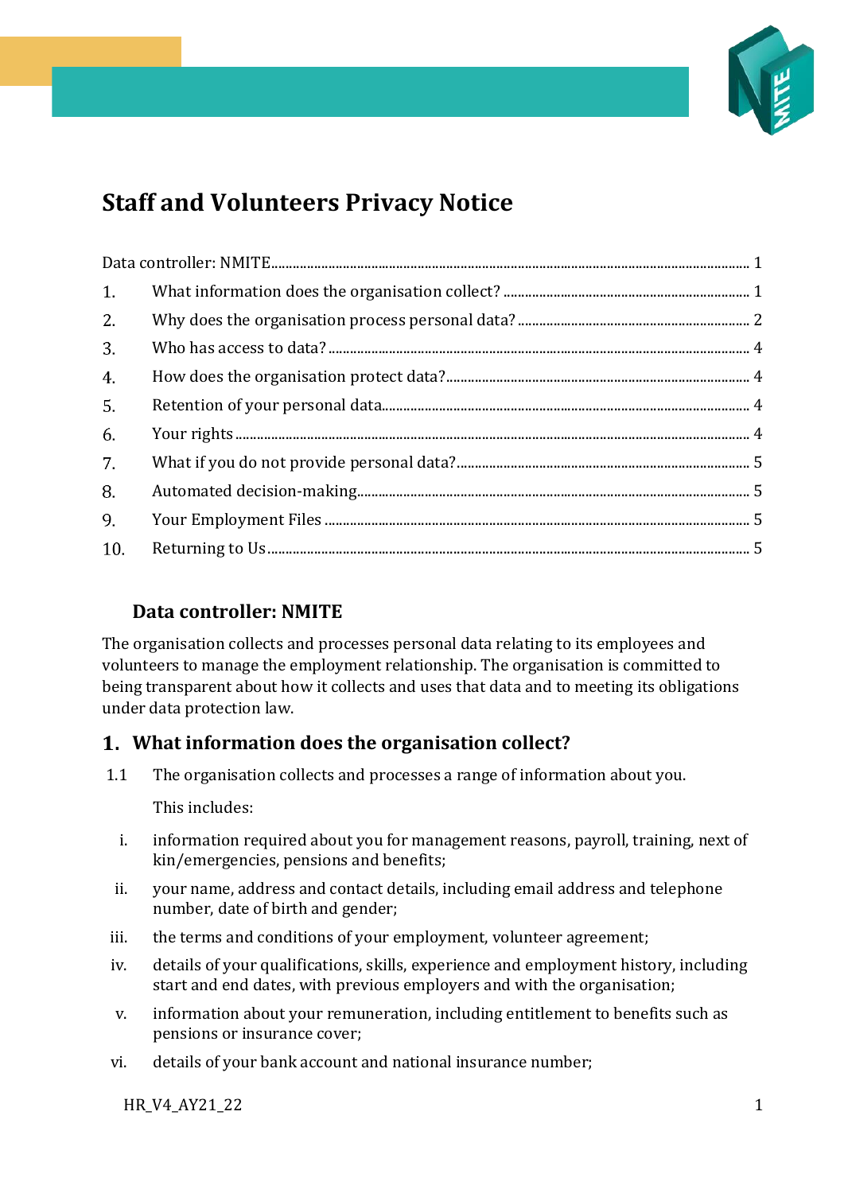# Staff and Volunteers Privacy Notice

Data controller: NMITE ..... 1
1. What information does the organisation collect? ..... 1
2. Why does the organisation process personal data? ..... 2
3. Who has access to data? ..... 4
4. How does the organisation protect data? ..... 4
5. Retention of your personal data ..... 4
6. Your rights ..... 4
7. What if you do not provide personal data? ..... 5
8. Automated decision-making ..... 5
9. Your Employment Files ..... 5
10. Returning to Us ..... 5

## Data controller: NMITE

The organisation collects and processes personal data relating to its employees and volunteers to manage the employment relationship. The organisation is committed to being transparent about how it collects and uses that data and to meeting its obligations under data protection law.

## 1. What information does the organisation collect?

1.1 The organisation collects and processes a range of information about you.

This includes:

i. information required about you for management reasons, payroll, training, next of kin/emergencies, pensions and benefits;

ii. your name, address and contact details, including email address and telephone number, date of birth and gender;

iii. the terms and conditions of your employment, volunteer agreement;

iv. details of your qualifications, skills, experience and employment history, including start and end dates, with previous employers and with the organisation;

v. information about your remuneration, including entitlement to benefits such as pensions or insurance cover;

vi. details of your bank account and national insurance number;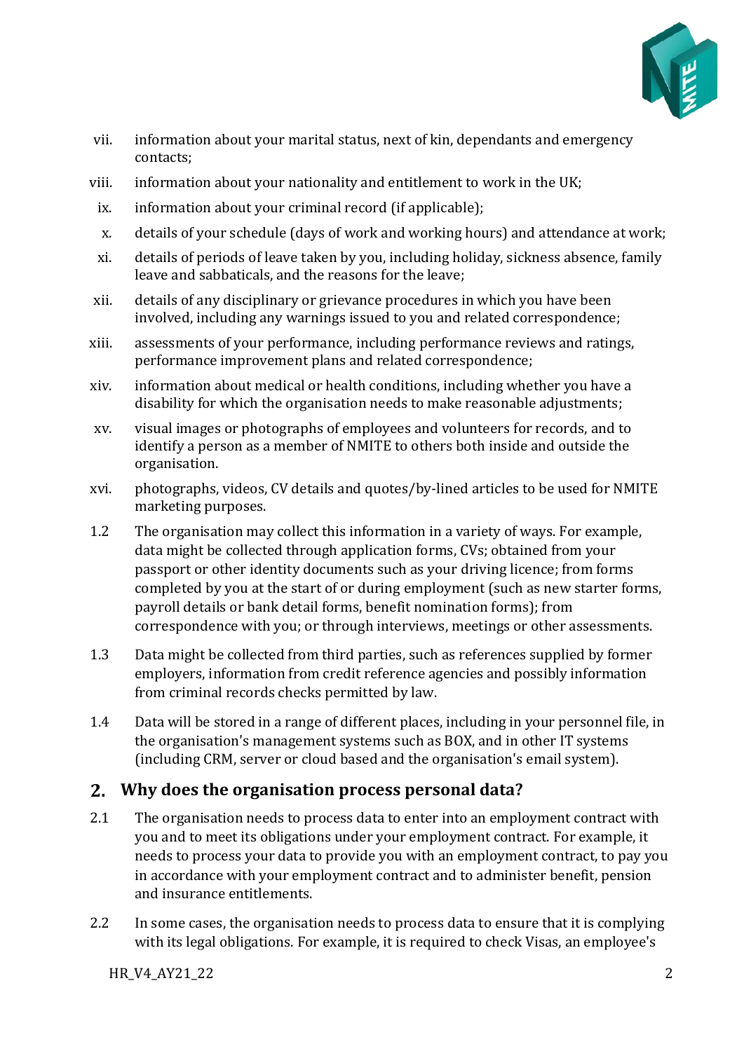vii. information about your marital status, next of kin, dependants and emergency contacts;

viii. information about your nationality and entitlement to work in the UK;

ix. information about your criminal record (if applicable);

x. details of your schedule (days of work and working hours) and attendance at work;

xi. details of periods of leave taken by you, including holiday, sickness absence, family leave and sabbaticals, and the reasons for the leave;

xii. details of any disciplinary or grievance procedures in which you have been involved, including any warnings issued to you and related correspondence;

xiii. assessments of your performance, including performance reviews and ratings, performance improvement plans and related correspondence;

xiv. information about medical or health conditions, including whether you have a disability for which the organisation needs to make reasonable adjustments;

xv. visual images or photographs of employees and volunteers for records, and to identify a person as a member of NMITE to others both inside and outside the organisation.

xvi. photographs, videos, CV details and quotes/by-lined articles to be used for NMITE marketing purposes.

1.2 The organisation may collect this information in a variety of ways. For example, data might be collected through application forms, CVs; obtained from your passport or other identity documents such as your driving licence; from forms completed by you at the start of or during employment (such as new starter forms, payroll details or bank detail forms, benefit nomination forms); from correspondence with you; or through interviews, meetings or other assessments.

1.3 Data might be collected from third parties, such as references supplied by former employers, information from credit reference agencies and possibly information from criminal records checks permitted by law.

1.4 Data will be stored in a range of different places, including in your personnel file, in the organisation's management systems such as BOX, and in other IT systems (including CRM, server or cloud based and the organisation's email system).

## 2. Why does the organisation process personal data?

2.1 The organisation needs to process data to enter into an employment contract with you and to meet its obligations under your employment contract. For example, it needs to process your data to provide you with an employment contract, to pay you in accordance with your employment contract and to administer benefit, pension and insurance entitlements.

2.2 In some cases, the organisation needs to process data to ensure that it is complying with its legal obligations. For example, it is required to check Visas, an employee's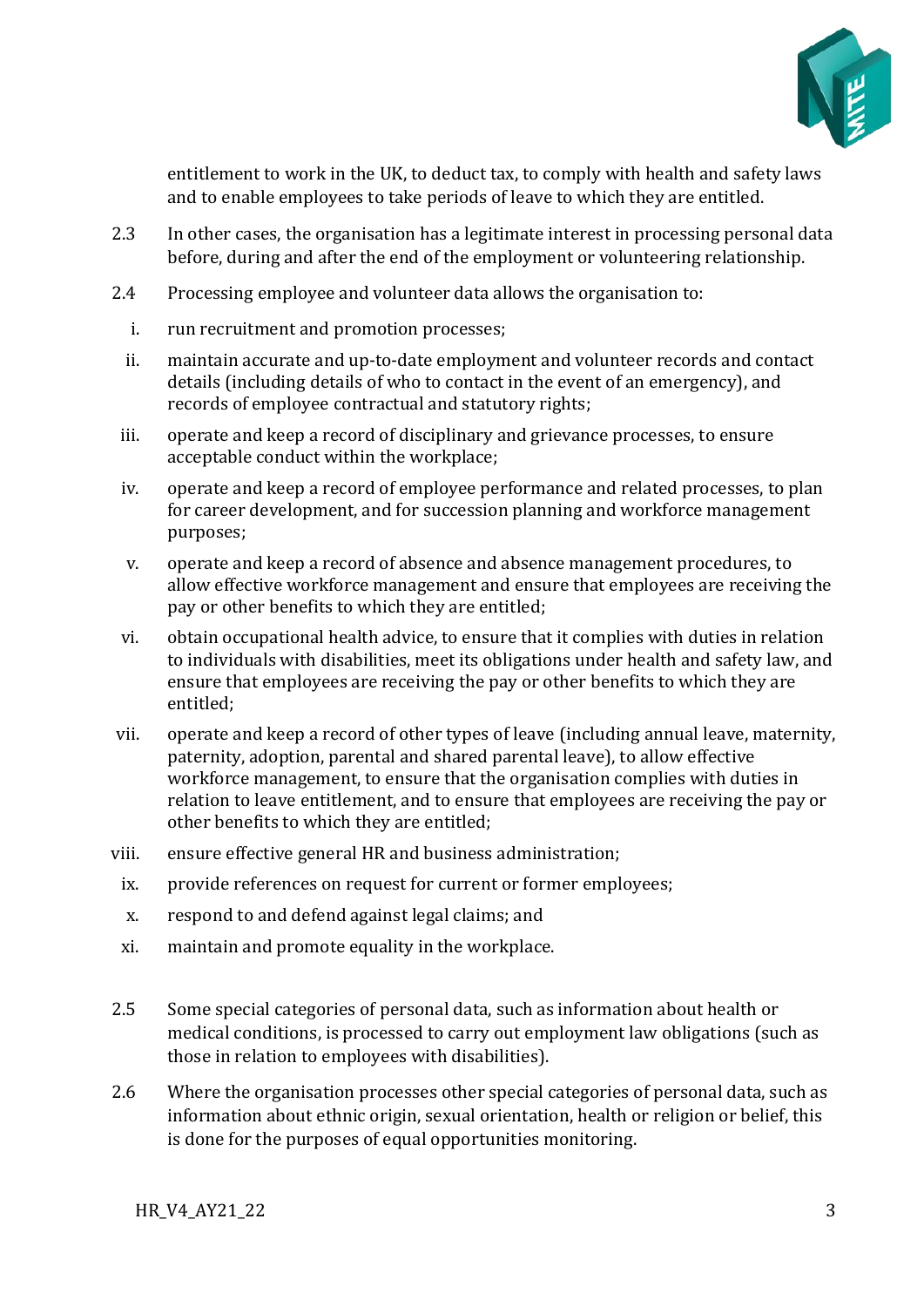entitlement to work in the UK, to deduct tax, to comply with health and safety laws and to enable employees to take periods of leave to which they are entitled.

2.3 In other cases, the organisation has a legitimate interest in processing personal data before, during and after the end of the employment or volunteering relationship.

2.4 Processing employee and volunteer data allows the organisation to:

i. run recruitment and promotion processes;

ii. maintain accurate and up-to-date employment and volunteer records and contact details (including details of who to contact in the event of an emergency), and records of employee contractual and statutory rights;

iii. operate and keep a record of disciplinary and grievance processes, to ensure acceptable conduct within the workplace;

iv. operate and keep a record of employee performance and related processes, to plan for career development, and for succession planning and workforce management purposes;

v. operate and keep a record of absence and absence management procedures, to allow effective workforce management and ensure that employees are receiving the pay or other benefits to which they are entitled;

vi. obtain occupational health advice, to ensure that it complies with duties in relation to individuals with disabilities, meet its obligations under health and safety law, and ensure that employees are receiving the pay or other benefits to which they are entitled;

vii. operate and keep a record of other types of leave (including annual leave, maternity, paternity, adoption, parental and shared parental leave), to allow effective workforce management, to ensure that the organisation complies with duties in relation to leave entitlement, and to ensure that employees are receiving the pay or other benefits to which they are entitled;

viii. ensure effective general HR and business administration;

ix. provide references on request for current or former employees;

x. respond to and defend against legal claims; and

xi. maintain and promote equality in the workplace.

2.5 Some special categories of personal data, such as information about health or medical conditions, is processed to carry out employment law obligations (such as those in relation to employees with disabilities).

2.6 Where the organisation processes other special categories of personal data, such as information about ethnic origin, sexual orientation, health or religion or belief, this is done for the purposes of equal opportunities monitoring.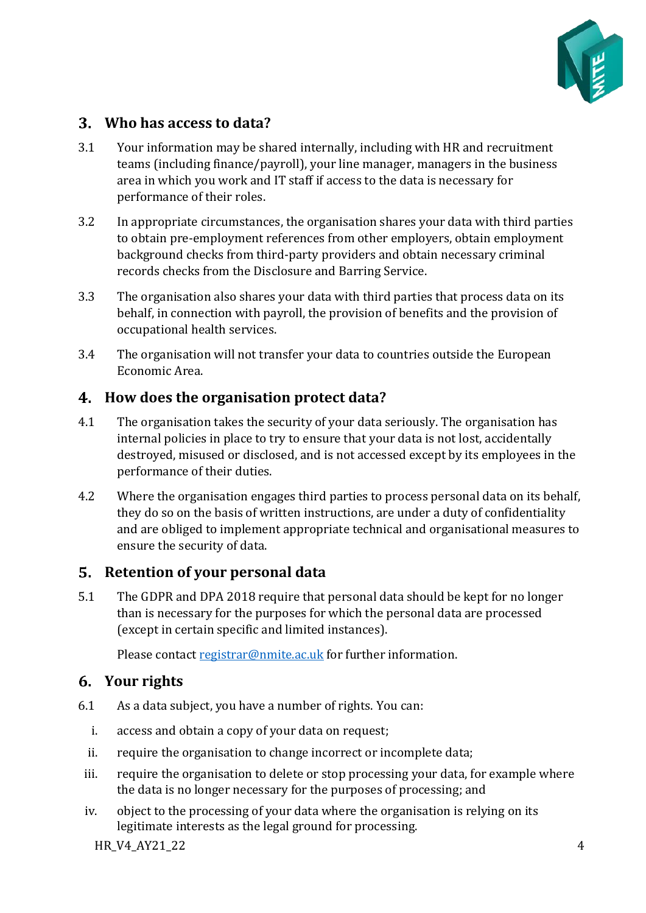## 3. Who has access to data?

3.1 Your information may be shared internally, including with HR and recruitment teams (including finance/payroll), your line manager, managers in the business area in which you work and IT staff if access to the data is necessary for performance of their roles.

3.2 In appropriate circumstances, the organisation shares your data with third parties to obtain pre-employment references from other employers, obtain employment background checks from third-party providers and obtain necessary criminal records checks from the Disclosure and Barring Service.

3.3 The organisation also shares your data with third parties that process data on its behalf, in connection with payroll, the provision of benefits and the provision of occupational health services.

3.4 The organisation will not transfer your data to countries outside the European Economic Area.

## 4. How does the organisation protect data?

4.1 The organisation takes the security of your data seriously. The organisation has internal policies in place to try to ensure that your data is not lost, accidentally destroyed, misused or disclosed, and is not accessed except by its employees in the performance of their duties.

4.2 Where the organisation engages third parties to process personal data on its behalf, they do so on the basis of written instructions, are under a duty of confidentiality and are obliged to implement appropriate technical and organisational measures to ensure the security of data.

## 5. Retention of your personal data

5.1 The GDPR and DPA 2018 require that personal data should be kept for no longer than is necessary for the purposes for which the personal data are processed (except in certain specific and limited instances).

Please contact [registrar@nmite.ac.uk](mailto:registrar@nmite.ac.uk) for further information.

## 6. Your rights

6.1 As a data subject, you have a number of rights. You can:

i. access and obtain a copy of your data on request;

ii. require the organisation to change incorrect or incomplete data;

iii. require the organisation to delete or stop processing your data, for example where the data is no longer necessary for the purposes of processing; and

iv. object to the processing of your data where the organisation is relying on its legitimate interests as the legal ground for processing.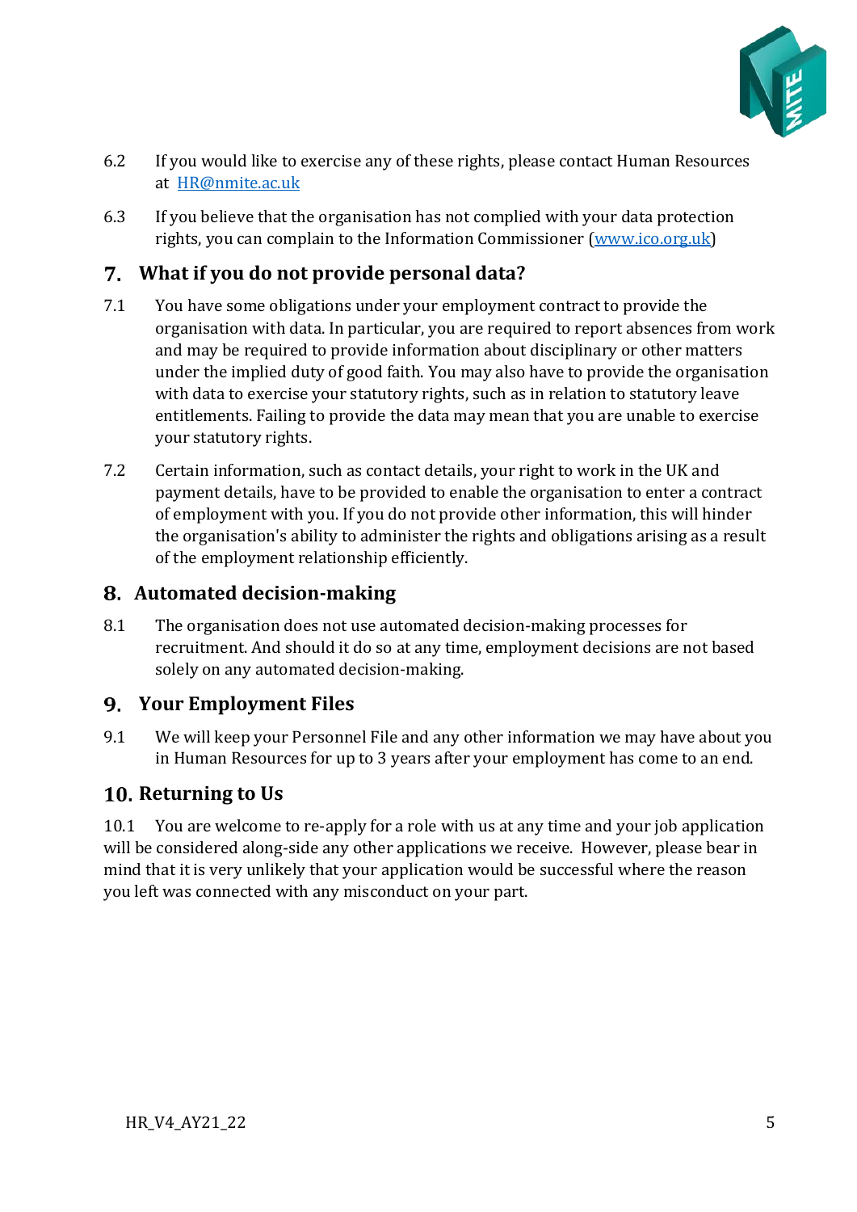6.2 If you would like to exercise any of these rights, please contact Human Resources at [HR@nmite.ac.uk](mailto:HR@nmite.ac.uk)

6.3 If you believe that the organisation has not complied with your data protection rights, you can complain to the Information Commissioner ([www.ico.org.uk](http://www.ico.org.uk))

## 7. What if you do not provide personal data?

7.1 You have some obligations under your employment contract to provide the organisation with data. In particular, you are required to report absences from work and may be required to provide information about disciplinary or other matters under the implied duty of good faith. You may also have to provide the organisation with data to exercise your statutory rights, such as in relation to statutory leave entitlements. Failing to provide the data may mean that you are unable to exercise your statutory rights.

7.2 Certain information, such as contact details, your right to work in the UK and payment details, have to be provided to enable the organisation to enter a contract of employment with you. If you do not provide other information, this will hinder the organisation's ability to administer the rights and obligations arising as a result of the employment relationship efficiently.

## 8. Automated decision-making

8.1 The organisation does not use automated decision-making processes for recruitment. And should it do so at any time, employment decisions are not based solely on any automated decision-making.

## 9. Your Employment Files

9.1 We will keep your Personnel File and any other information we may have about you in Human Resources for up to 3 years after your employment has come to an end.

## 10. Returning to Us

10.1 You are welcome to re-apply for a role with us at any time and your job application will be considered along-side any other applications we receive. However, please bear in mind that it is very unlikely that your application would be successful where the reason you left was connected with any misconduct on your part.